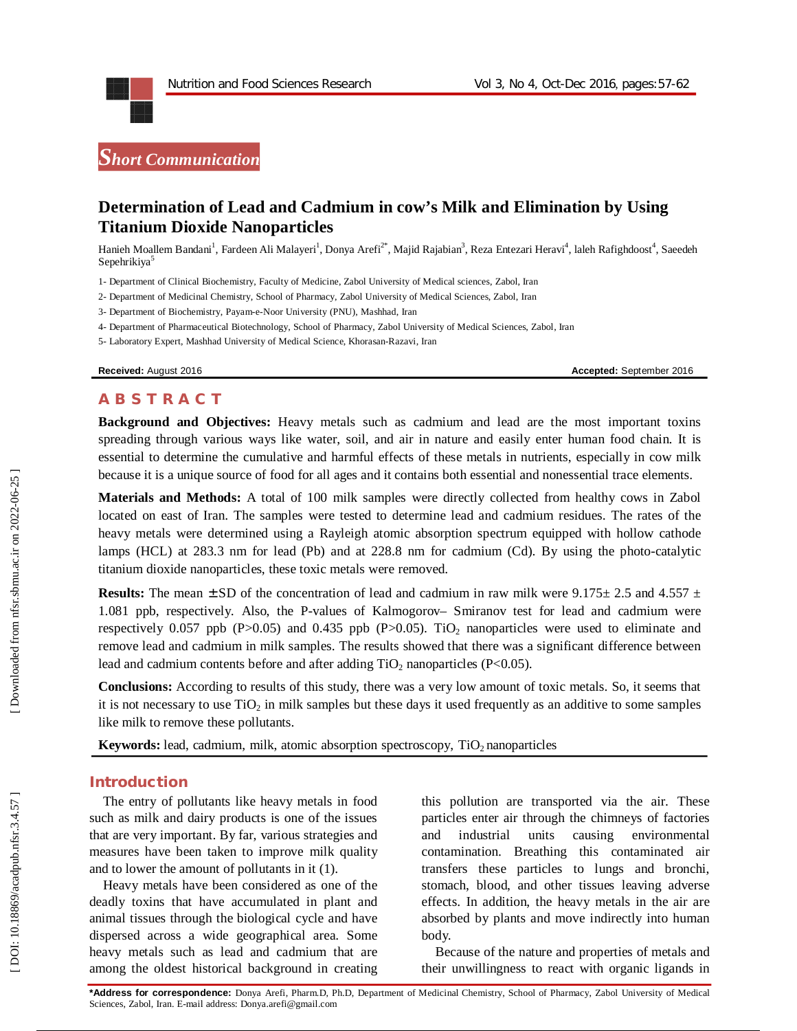*Short Communication*

# Determination of Lead and Cadmium in cow's Milk and Elimination by Using Titanium Dioxide Nanoparticles

Hanieh Moallem Bandani[1], Fardeen Ali Malayeri[1], Donya Arefi[2*], Majid Rajabian[3], Reza Entezari Heravi[4], laleh Rafighdoost[4], Saeedeh Sepehrikiya[5]

1- Department of Clinical Biochemistry, Faculty of Medicine, Zabol University of Medical sciences, Zabol, Iran

2- Department of Medicinal Chemistry, School of Pharmacy, Zabol University of Medical Sciences, Zabol, Iran

3- Department of Biochemistry, Payam-e-Noor University (PNU), Mashhad, Iran

4- Department of Pharmaceutical Biotechnology, School of Pharmacy, Zabol University of Medical Sciences, Zabol, Iran

5- Laboratory Expert, Mashhad University of Medical Science, Khorasan-Razavi, Iran

**Received:** August 2016 **Accepted:** September 2016

## ABSTRACT

**Background and Objectives:** Heavy metals such as cadmium and lead are the most important toxins spreading through various ways like water, soil, and air in nature and easily enter human food chain. It is essential to determine the cumulative and harmful effects of these metals in nutrients, especially in cow milk because it is a unique source of food for all ages and it contains both essential and nonessential trace elements.

**Materials and Methods:** A total of 100 milk samples were directly collected from healthy cows in Zabol located on east of Iran. The samples were tested to determine lead and cadmium residues. The rates of the heavy metals were determined using a Rayleigh atomic absorption spectrum equipped with hollow cathode lamps (HCL) at 283.3 nm for lead (Pb) and at 228.8 nm for cadmium (Cd). By using the photo-catalytic titanium dioxide nanoparticles, these toxic metals were removed.

**Results:** The mean ± SD of the concentration of lead and cadmium in raw milk were 9.175± 2.5 and 4.557 ± 1.081 ppb, respectively. Also, the P-values of Kalmogorov– Smiranov test for lead and cadmium were respectively 0.057 ppb ($P>0.05$) and 0.435 ppb ($P>0.05$). $TiO_2$ nanoparticles were used to eliminate and remove lead and cadmium in milk samples. The results showed that there was a significant difference between lead and cadmium contents before and after adding $TiO_2$ nanoparticles ($P<0.05$).

**Conclusions:** According to results of this study, there was a very low amount of toxic metals. So, it seems that it is not necessary to use $TiO_2$ in milk samples but these days it used frequently as an additive to some samples like milk to remove these pollutants.

**Keywords:** lead, cadmium, milk, atomic absorption spectroscopy, $TiO_2$ nanoparticles

## Introduction

The entry of pollutants like heavy metals in food such as milk and dairy products is one of the issues that are very important. By far, various strategies and measures have been taken to improve milk quality and to lower the amount of pollutants in it (1).

Heavy metals have been considered as one of the deadly toxins that have accumulated in plant and animal tissues through the biological cycle and have dispersed across a wide geographical area. Some heavy metals such as lead and cadmium that are among the oldest historical background in creating this pollution are transported via the air. These particles enter air through the chimneys of factories and industrial units causing environmental contamination. Breathing this contaminated air transfers these particles to lungs and bronchi, stomach, blood, and other tissues leaving adverse effects. In addition, the heavy metals in the air are absorbed by plants and move indirectly into human body.

Because of the nature and properties of metals and their unwillingness to react with organic ligands in

*Address for correspondence: Donya Arefi, Pharm.D, Ph.D, Department of Medicinal Chemistry, School of Pharmacy, Zabol University of Medical Sciences, Zabol, Iran. E-mail address: Donya.arefi@gmail.com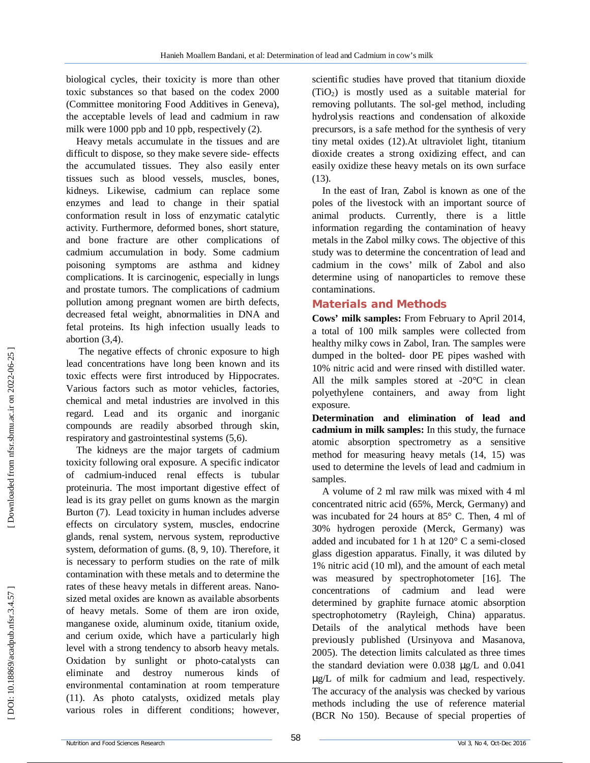biological cycles, their toxicity is more than other toxic substances so that based on the codex 2000 (Committee monitoring Food Additives in Geneva), the acceptable levels of lead and cadmium in raw milk were 1000 ppb and 10 ppb, respectively (2).

Heavy metals accumulate in the tissues and are difficult to dispose, so they make severe side- effects the accumulated tissues. They also easily enter tissues such as blood vessels, muscles, bones, kidneys. Likewise, cadmium can replace some enzymes and lead to change in their spatial conformation result in loss of enzymatic catalytic activity. Furthermore, deformed bones, short stature, and bone fracture are other complications of cadmium accumulation in body. Some cadmium poisoning symptoms are asthma and kidney complications. It is carcinogenic, especially in lungs and prostate tumors. The complications of cadmium pollution among pregnant women are birth defects, decreased fetal weight, abnormalities in DNA and fetal proteins. Its high infection usually leads to abortion (3,4).

The negative effects of chronic exposure to high lead concentrations have long been known and its toxic effects were first introduced by Hippocrates. Various factors such as motor vehicles, factories, chemical and metal industries are involved in this regard. Lead and its organic and inorganic compounds are readily absorbed through skin, respiratory and gastrointestinal systems (5,6).

The kidneys are the major targets of cadmium toxicity following oral exposure. A specific indicator of cadmium-induced renal effects is tubular proteinuria. The most important digestive effect of lead is its gray pellet on gums known as the margin Burton (7). Lead toxicity in human includes adverse effects on circulatory system, muscles, endocrine glands, renal system, nervous system, reproductive system, deformation of gums. (8, 9, 10). Therefore, it is necessary to perform studies on the rate of milk contamination with these metals and to determine the rates of these heavy metals in different areas. Nano-sized metal oxides are known as available absorbents of heavy metals. Some of them are iron oxide, manganese oxide, aluminum oxide, titanium oxide, and cerium oxide, which have a particularly high level with a strong tendency to absorb heavy metals. Oxidation by sunlight or photo-catalysts can eliminate and destroy numerous kinds of environmental contamination at room temperature (11). As photo catalysts, oxidized metals play various roles in different conditions; however, scientific studies have proved that titanium dioxide ($TiO_2$) is mostly used as a suitable material for removing pollutants. The sol-gel method, including hydrolysis reactions and condensation of alkoxide precursors, is a safe method for the synthesis of very tiny metal oxides (12).At ultraviolet light, titanium dioxide creates a strong oxidizing effect, and can easily oxidize these heavy metals on its own surface (13).

In the east of Iran, Zabol is known as one of the poles of the livestock with an important source of animal products. Currently, there is a little information regarding the contamination of heavy metals in the Zabol milky cows. The objective of this study was to determine the concentration of lead and cadmium in the cows' milk of Zabol and also determine using of nanoparticles to remove these contaminations.

## Materials and Methods

**Cows' milk samples:** From February to April 2014, a total of 100 milk samples were collected from healthy milky cows in Zabol, Iran. The samples were dumped in the bolted- door PE pipes washed with 10% nitric acid and were rinsed with distilled water. All the milk samples stored at -20°C in clean polyethylene containers, and away from light exposure.

**Determination and elimination of lead and cadmium in milk samples:** In this study, the furnace atomic absorption spectrometry as a sensitive method for measuring heavy metals (14, 15) was used to determine the levels of lead and cadmium in samples.

A volume of 2 ml raw milk was mixed with 4 ml concentrated nitric acid (65%, Merck, Germany) and was incubated for 24 hours at 85° C. Then, 4 ml of 30% hydrogen peroxide (Merck, Germany) was added and incubated for 1 h at 120° C a semi-closed glass digestion apparatus. Finally, it was diluted by 1% nitric acid (10 ml), and the amount of each metal was measured by spectrophotometer [16]. The concentrations of cadmium and lead were determined by graphite furnace atomic absorption spectrophotometry (Rayleigh, China) apparatus. Details of the analytical methods have been previously published (Ursinyova and Masanova, 2005). The detection limits calculated as three times the standard deviation were 0.038 μg/L and 0.041 μg/L of milk for cadmium and lead, respectively. The accuracy of the analysis was checked by various methods including the use of reference material (BCR No 150). Because of special properties of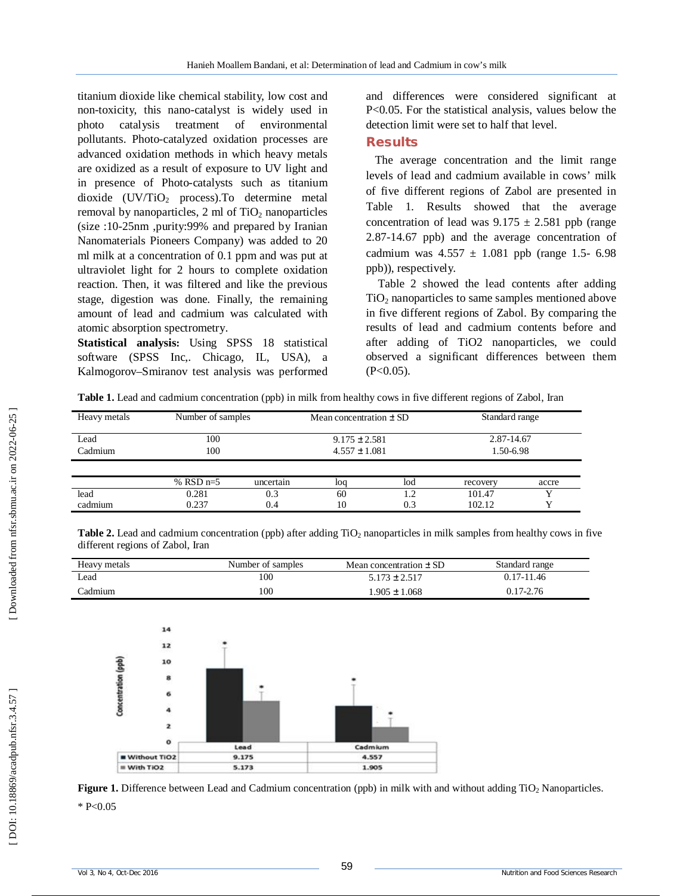titanium dioxide like chemical stability, low cost and non-toxicity, this nano-catalyst is widely used in photo catalysis treatment of environmental pollutants. Photo-catalyzed oxidation processes are advanced oxidation methods in which heavy metals are oxidized as a result of exposure to UV light and in presence of Photo-catalysts such as titanium dioxide (UV/$TiO_2$ process).To determine metal removal by nanoparticles, 2 ml of $TiO_2$ nanoparticles (size :10-25nm ,purity:99% and prepared by Iranian Nanomaterials Pioneers Company) was added to 20 ml milk at a concentration of 0.1 ppm and was put at ultraviolet light for 2 hours to complete oxidation reaction. Then, it was filtered and like the previous stage, digestion was done. Finally, the remaining amount of lead and cadmium was calculated with atomic absorption spectrometry.

**Statistical analysis:** Using SPSS 18 statistical software (SPSS Inc,. Chicago, IL, USA), a Kalmogorov–Smiranov test analysis was performed and differences were considered significant at P<0.05. For the statistical analysis, values below the detection limit were set to half that level.

## Results

The average concentration and the limit range levels of lead and cadmium available in cows' milk of five different regions of Zabol are presented in Table 1. Results showed that the average concentration of lead was 9.175 ± 2.581 ppb (range 2.87-14.67 ppb) and the average concentration of cadmium was 4.557 ± 1.081 ppb (range 1.5- 6.98 ppb)), respectively.

Table 2 showed the lead contents after adding $TiO_2$ nanoparticles to same samples mentioned above in five different regions of Zabol. By comparing the results of lead and cadmium contents before and after adding of TiO2 nanoparticles, we could observed a significant differences between them (P<0.05).

**Table 1.** Lead and cadmium concentration (ppb) in milk from healthy cows in five different regions of Zabol, Iran

| Heavy metals | Number of samples | Mean concentration ± SD | Standard range |
|---|---|---|---|
| Lead | 100 | 9.175 ± 2.581 | 2.87-14.67 |
| Cadmium | 100 | 4.557 ± 1.081 | 1.50-6.98 |

| | % RSD n=5 | uncertain | loq | lod | recovery | accre |
|---|---|---|---|---|---|---|
| lead | 0.281 | 0.3 | 60 | 1.2 | 101.47 | Y |
| cadmium | 0.237 | 0.4 | 10 | 0.3 | 102.12 | Y |

**Table 2.** Lead and cadmium concentration (ppb) after adding $TiO_2$ nanoparticles in milk samples from healthy cows in five different regions of Zabol, Iran

| Heavy metals | Number of samples | Mean concentration ± SD | Standard range |
|---|---|---|---|
| Lead | 100 | 5.173 ± 2.517 | 0.17-11.46 |
| Cadmium | 100 | 1.905 ± 1.068 | 0.17-2.76 |

| | Lead | Cadmium |
|---|---|---|
| Without TiO2 | 9.175 | 4.557 |
| With TiO2 | 5.173 | 1.905 |

**Figure 1.** Difference between Lead and Cadmium concentration (ppb) in milk with and without adding $TiO_2$ Nanoparticles.

* P<0.05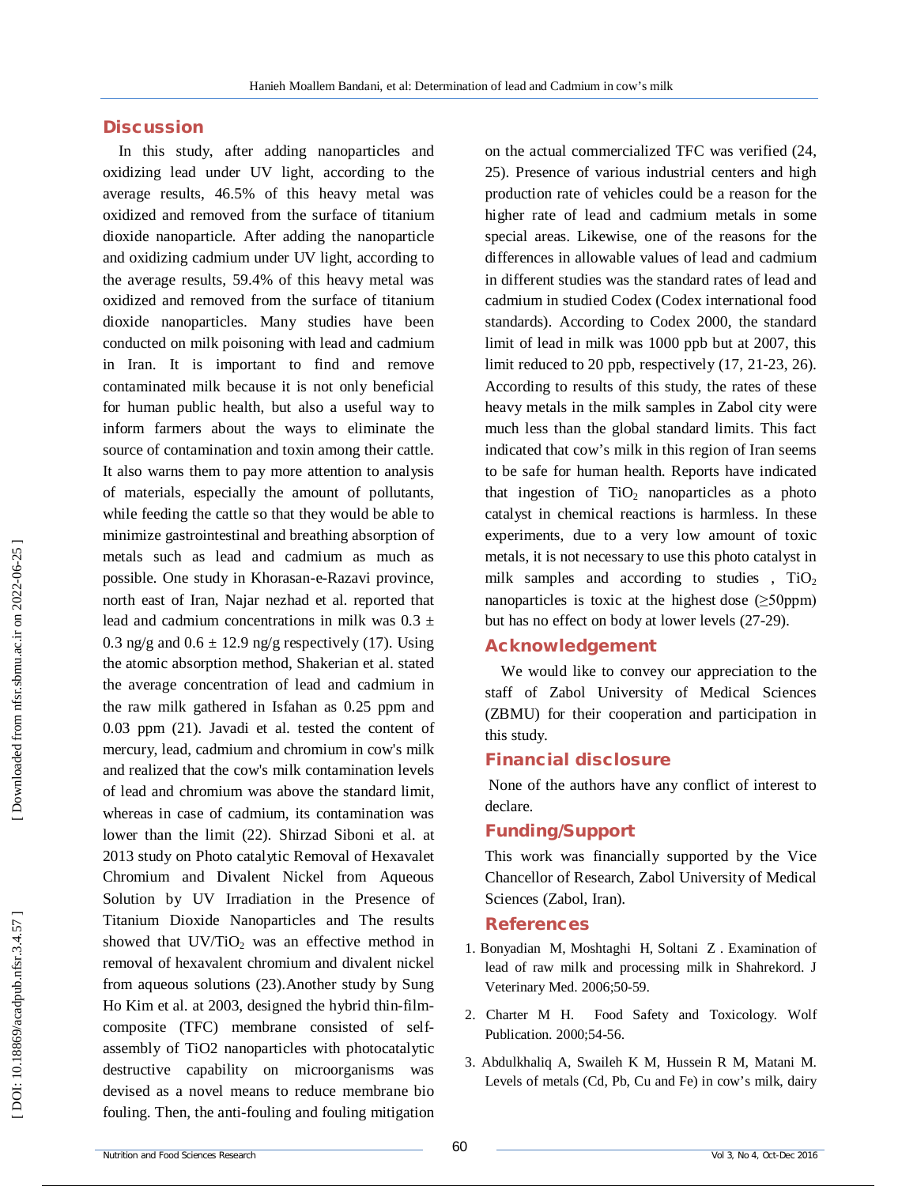## Discussion

In this study, after adding nanoparticles and oxidizing lead under UV light, according to the average results, 46.5% of this heavy metal was oxidized and removed from the surface of titanium dioxide nanoparticle. After adding the nanoparticle and oxidizing cadmium under UV light, according to the average results, 59.4% of this heavy metal was oxidized and removed from the surface of titanium dioxide nanoparticles. Many studies have been conducted on milk poisoning with lead and cadmium in Iran. It is important to find and remove contaminated milk because it is not only beneficial for human public health, but also a useful way to inform farmers about the ways to eliminate the source of contamination and toxin among their cattle. It also warns them to pay more attention to analysis of materials, especially the amount of pollutants, while feeding the cattle so that they would be able to minimize gastrointestinal and breathing absorption of metals such as lead and cadmium as much as possible. One study in Khorasan-e-Razavi province, north east of Iran, Najar nezhad et al. reported that lead and cadmium concentrations in milk was 0.3 ± 0.3 ng/g and 0.6 ± 12.9 ng/g respectively (17). Using the atomic absorption method, Shakerian et al. stated the average concentration of lead and cadmium in the raw milk gathered in Isfahan as 0.25 ppm and 0.03 ppm (21). Javadi et al. tested the content of mercury, lead, cadmium and chromium in cow's milk and realized that the cow's milk contamination levels of lead and chromium was above the standard limit, whereas in case of cadmium, its contamination was lower than the limit (22). Shirzad Siboni et al. at 2013 study on Photo catalytic Removal of Hexavalet Chromium and Divalent Nickel from Aqueous Solution by UV Irradiation in the Presence of Titanium Dioxide Nanoparticles and The results showed that UV/$TiO_2$ was an effective method in removal of hexavalent chromium and divalent nickel from aqueous solutions (23).Another study by Sung Ho Kim et al. at 2003, designed the hybrid thin-film-composite (TFC) membrane consisted of self-assembly of TiO2 nanoparticles with photocatalytic destructive capability on microorganisms was devised as a novel means to reduce membrane bio fouling. Then, the anti-fouling and fouling mitigation on the actual commercialized TFC was verified (24, 25). Presence of various industrial centers and high production rate of vehicles could be a reason for the higher rate of lead and cadmium metals in some special areas. Likewise, one of the reasons for the differences in allowable values of lead and cadmium in different studies was the standard rates of lead and cadmium in studied Codex (Codex international food standards). According to Codex 2000, the standard limit of lead in milk was 1000 ppb but at 2007, this limit reduced to 20 ppb, respectively (17, 21-23, 26). According to results of this study, the rates of these heavy metals in the milk samples in Zabol city were much less than the global standard limits. This fact indicated that cow's milk in this region of Iran seems to be safe for human health. Reports have indicated that ingestion of $TiO_2$ nanoparticles as a photo catalyst in chemical reactions is harmless. In these experiments, due to a very low amount of toxic metals, it is not necessary to use this photo catalyst in milk samples and according to studies , $TiO_2$ nanoparticles is toxic at the highest dose (≥50ppm) but has no effect on body at lower levels (27-29).

## Acknowledgement

We would like to convey our appreciation to the staff of Zabol University of Medical Sciences (ZBMU) for their cooperation and participation in this study.

## Financial disclosure

None of the authors have any conflict of interest to declare.

## Funding/Support

This work was financially supported by the Vice Chancellor of Research, Zabol University of Medical Sciences (Zabol, Iran).

## References

1. Bonyadian M, Moshtaghi H, Soltani Z . Examination of lead of raw milk and processing milk in Shahrekord. J Veterinary Med. 2006;50-59.
2. Charter M H. Food Safety and Toxicology. Wolf Publication. 2000;54-56.
3. Abdulkhaliq A, Swaileh K M, Hussein R M, Matani M. Levels of metals (Cd, Pb, Cu and Fe) in cow's milk, dairy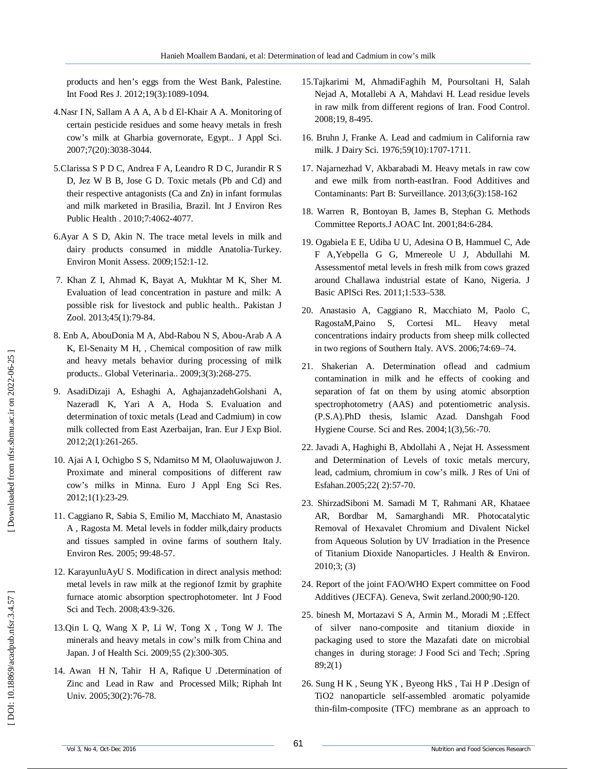products and hen's eggs from the West Bank, Palestine. Int Food Res J. 2012;19(3):1089-1094.

4.Nasr I N, Sallam A A A, A b d El-Khair A A. Monitoring of certain pesticide residues and some heavy metals in fresh cow's milk at Gharbia governorate, Egypt.. J Appl Sci. 2007;7(20):3038-3044.

5.Clarissa S P D C, Andrea F A, Leandro R D C, Jurandir R S D, Jez W B B, Jose G D. Toxic metals (Pb and Cd) and their respective antagonists (Ca and Zn) in infant formulas and milk marketed in Brasilia, Brazil. Int J Environ Res Public Health . 2010;7:4062-4077.

6.Ayar A S D, Akin N. The trace metal levels in milk and dairy products consumed in middle Anatolia-Turkey. Environ Monit Assess. 2009;152:1-12.

7. Khan Z I, Ahmad K, Bayat A, Mukhtar M K, Sher M. Evaluation of lead concentration in pasture and milk: A possible risk for livestock and public health.. Pakistan J Zool. 2013;45(1):79-84.

8. Enb A, AbouDonia M A, Abd-Rabou N S, Abou-Arab A A K, El-Senaity M H, , Chemical composition of raw milk and heavy metals behavior during processing of milk products.. Global Veterinaria.. 2009;3(3):268-275.

9. AsadiDizaji A, Eshaghi A, AghajanzadehGolshani A, Nazeradl K, Yari A A, Hoda S. Evaluation and determination of toxic metals (Lead and Cadmium) in cow milk collected from East Azerbaijan, Iran. Eur J Exp Biol. 2012;2(1):261-265.

10. Ajai A I, Ochigbo S S, Ndamitso M M, Olaoluwajuwon J. Proximate and mineral compositions of different raw cow's milks in Minna. Euro J Appl Eng Sci Res. 2012;1(1):23-29.

11. Caggiano R, Sabia S, Emilio M, Macchiato M, Anastasio A , Ragosta M. Metal levels in fodder milk,dairy products and tissues sampled in ovine farms of southern Italy. Environ Res. 2005; 99:48-57.

12. KarayunluAyU S. Modification in direct analysis method: metal levels in raw milk at the regionof Izmit by graphite furnace atomic absorption spectrophotometer. Int J Food Sci and Tech. 2008;43:9-326.

13.Qin L Q, Wang X P, Li W, Tong X , Tong W J. The minerals and heavy metals in cow's milk from China and Japan. J of Health Sci. 2009;55 (2):300-305.

14. Awan H N, Tahir H A, Rafique U .Determination of Zinc and Lead in Raw and Processed Milk; Riphah Int Univ. 2005;30(2):76-78.

15.Tajkarimi M, AhmadiFaghih M, Poursoltani H, Salah Nejad A, Motallebi A A, Mahdavi H. Lead residue levels in raw milk from different regions of Iran. Food Control. 2008;19, 8-495.

16. Bruhn J, Franke A. Lead and cadmium in California raw milk. J Dairy Sci. 1976;59(10):1707-1711.

17. Najarnezhad V, Akbarabadi M. Heavy metals in raw cow and ewe milk from north-eastIran. Food Additives and Contaminants: Part B: Surveillance. 2013;6(3):158-162

18. Warren R, Bontoyan B, James B, Stephan G. Methods Committee Reports.J AOAC Int. 2001;84:6-284.

19. Ogabiela E E, Udiba U U, Adesina O B, Hammuel C, Ade F A,Yebpella G G, Mmereole U J, Abdullahi M. Assessmentof metal levels in fresh milk from cows grazed around Challawa industrial estate of Kano, Nigeria. J Basic APlSci Res. 2011;1:533–538.

20. Anastasio A, Caggiano R, Macchiato M, Paolo C, RagostaM,Paino S, Cortesi ML. Heavy metal concentrations indairy products from sheep milk collected in two regions of Southern Italy. AVS. 2006;74:69–74.

21. Shakerian A. Determination oflead and cadmium contamination in milk and he effects of cooking and separation of fat on them by using atomic absorption spectrophotometry (AAS) and potentiometric analysis. (P.S.A).PhD thesis, Islamic Azad. Danshgah Food Hygiene Course. Sci and Res. 2004;1(3),56:-70.

22. Javadi A, Haghighi B, Abdollahi A , Nejat H. Assessment and Determination of Levels of toxic metals mercury, lead, cadmium, chromium in cow's milk. J Res of Uni of Esfahan.2005;22( 2):57-70.

23. ShirzadSiboni M. Samadi M T, Rahmani AR, Khataee AR, Bordbar M, Samarghandi MR. Photocatalytic Removal of Hexavalet Chromium and Divalent Nickel from Aqueous Solution by UV Irradiation in the Presence of Titanium Dioxide Nanoparticles. J Health & Environ. 2010;3; (3)

24. Report of the joint FAO/WHO Expert committee on Food Additives (JECFA). Geneva, Swit zerland.2000;90-120.

25. binesh M, Mortazavi S A, Armin M., Moradi M ;.Effect of silver nano-composite and titanium dioxide in packaging used to store the Mazafati date on microbial changes in during storage: J Food Sci and Tech; .Spring 89;2(1)

26. Sung H K , Seung YK , Byeong HkS , Tai H P .Design of TiO2 nanoparticle self-assembled aromatic polyamide thin-film-composite (TFC) membrane as an approach to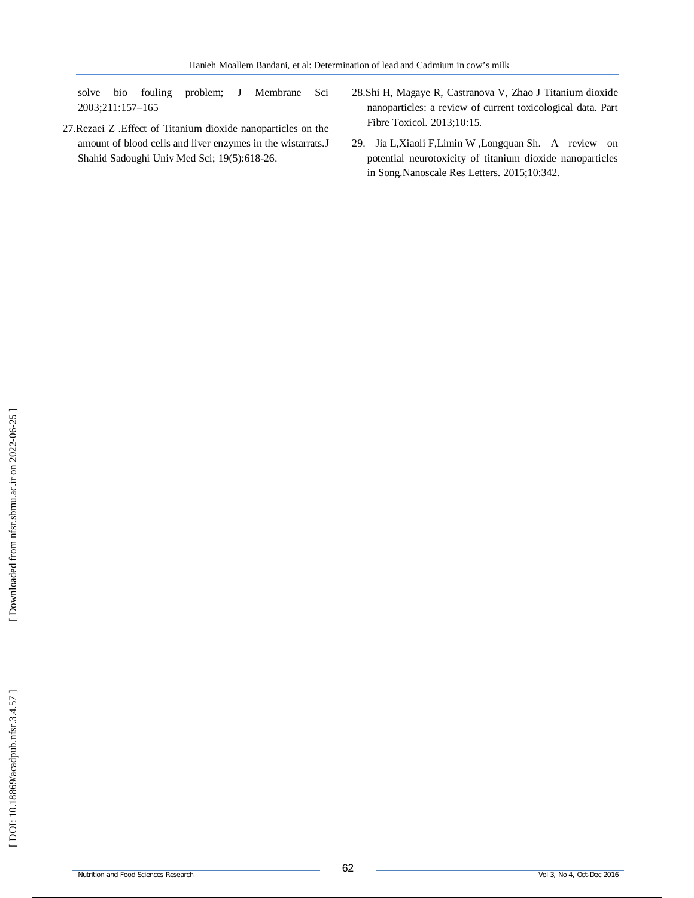solve bio fouling problem; J Membrane Sci 2003;211:157–165

27. Rezaei Z .Effect of Titanium dioxide nanoparticles on the amount of blood cells and liver enzymes in the wistarrats.J Shahid Sadoughi Univ Med Sci; 19(5):618-26.

28. Shi H, Magaye R, Castranova V, Zhao J Titanium dioxide nanoparticles: a review of current toxicological data. Part Fibre Toxicol. 2013;10:15.

29. Jia L,Xiaoli F,Limin W ,Longquan Sh. A review on potential neurotoxicity of titanium dioxide nanoparticles in Song.Nanoscale Res Letters. 2015;10:342.